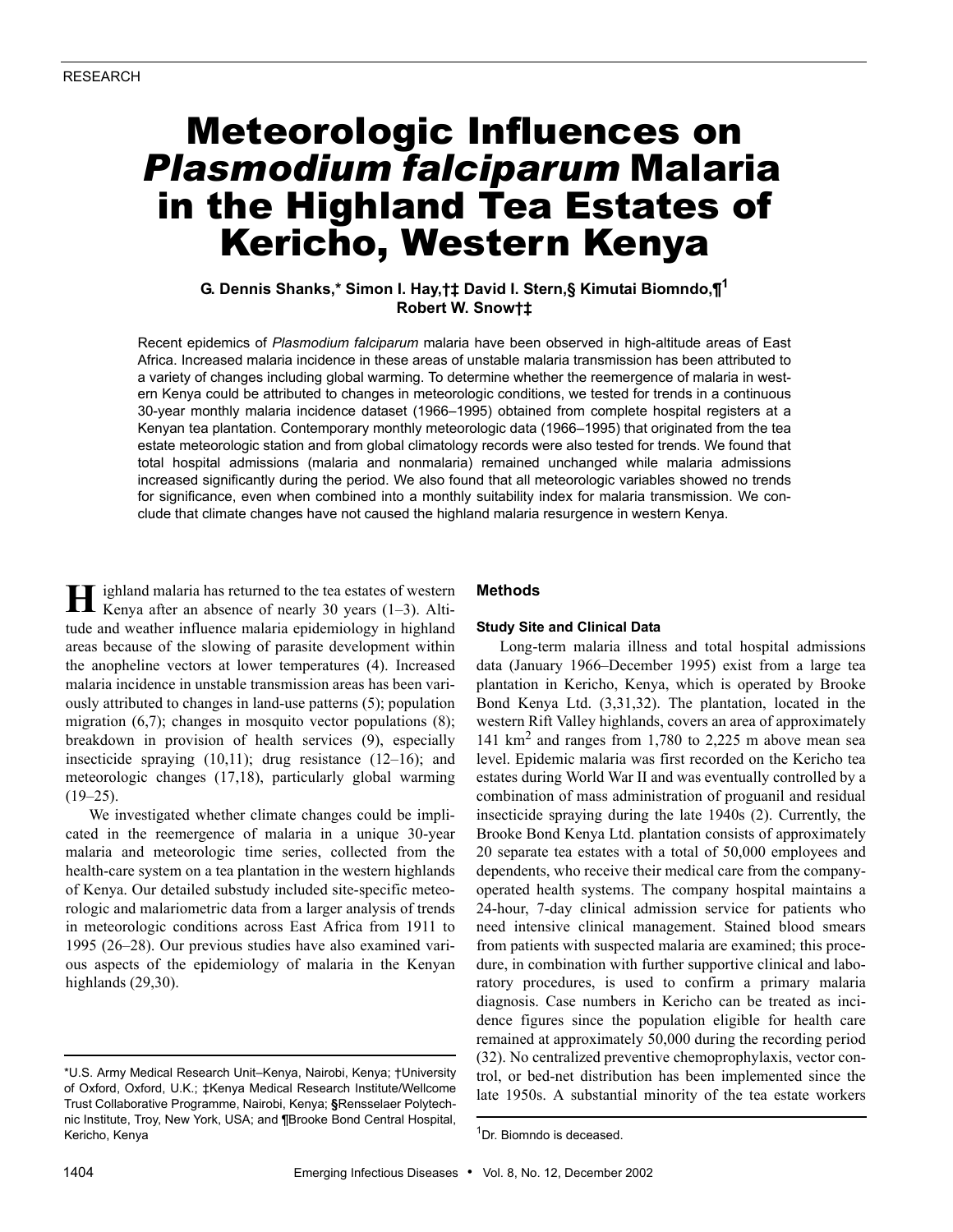RESEARCH

# Meteorologic Influences on *Plasmodium falciparum* Malaria in the Highland Tea Estates of Kericho, Western Kenya

**G. Dennis Shanks,* Simon I. Hay,†‡ David I. Stern,§ Kimutai Biomndo,¶[1] Robert W. Snow†‡**

Recent epidemics of *Plasmodium falciparum* malaria have been observed in high-altitude areas of East Africa. Increased malaria incidence in these areas of unstable malaria transmission has been attributed to a variety of changes including global warming. To determine whether the reemergence of malaria in western Kenya could be attributed to changes in meteorologic conditions, we tested for trends in a continuous 30-year monthly malaria incidence dataset (1966–1995) obtained from complete hospital registers at a Kenyan tea plantation. Contemporary monthly meteorologic data (1966–1995) that originated from the tea estate meteorologic station and from global climatology records were also tested for trends. We found that total hospital admissions (malaria and nonmalaria) remained unchanged while malaria admissions increased significantly during the period. We also found that all meteorologic variables showed no trends for significance, even when combined into a monthly suitability index for malaria transmission. We conclude that climate changes have not caused the highland malaria resurgence in western Kenya.

Highland malaria has returned to the tea estates of western Kenya after an absence of nearly 30 years (1–3). Altitude and weather influence malaria epidemiology in highland areas because of the slowing of parasite development within the anopheline vectors at lower temperatures (4). Increased malaria incidence in unstable transmission areas has been variously attributed to changes in land-use patterns (5); population migration (6,7); changes in mosquito vector populations (8); breakdown in provision of health services (9), especially insecticide spraying (10,11); drug resistance (12–16); and meteorologic changes (17,18), particularly global warming (19–25).

We investigated whether climate changes could be implicated in the reemergence of malaria in a unique 30-year malaria and meteorologic time series, collected from the health-care system on a tea plantation in the western highlands of Kenya. Our detailed substudy included site-specific meteorologic and malariometric data from a larger analysis of trends in meteorologic conditions across East Africa from 1911 to 1995 (26–28). Our previous studies have also examined various aspects of the epidemiology of malaria in the Kenyan highlands (29,30).

*U.S. Army Medical Research Unit–Kenya, Nairobi, Kenya; †University of Oxford, Oxford, U.K.; ‡Kenya Medical Research Institute/Wellcome Trust Collaborative Programme, Nairobi, Kenya; §Rensselaer Polytechnic Institute, Troy, New York, USA; and ¶Brooke Bond Central Hospital, Kericho, Kenya

## Methods

### Study Site and Clinical Data

Long-term malaria illness and total hospital admissions data (January 1966–December 1995) exist from a large tea plantation in Kericho, Kenya, which is operated by Brooke Bond Kenya Ltd. (3,31,32). The plantation, located in the western Rift Valley highlands, covers an area of approximately 141 $km^2$ and ranges from 1,780 to 2,225 m above mean sea level. Epidemic malaria was first recorded on the Kericho tea estates during World War II and was eventually controlled by a combination of mass administration of proguanil and residual insecticide spraying during the late 1940s (2). Currently, the Brooke Bond Kenya Ltd. plantation consists of approximately 20 separate tea estates with a total of 50,000 employees and dependents, who receive their medical care from the company-operated health systems. The company hospital maintains a 24-hour, 7-day clinical admission service for patients who need intensive clinical management. Stained blood smears from patients with suspected malaria are examined; this procedure, in combination with further supportive clinical and laboratory procedures, is used to confirm a primary malaria diagnosis. Case numbers in Kericho can be treated as incidence figures since the population eligible for health care remained at approximately 50,000 during the recording period (32). No centralized preventive chemoprophylaxis, vector control, or bed-net distribution has been implemented since the late 1950s. A substantial minority of the tea estate workers

[1]Dr. Biomndo is deceased.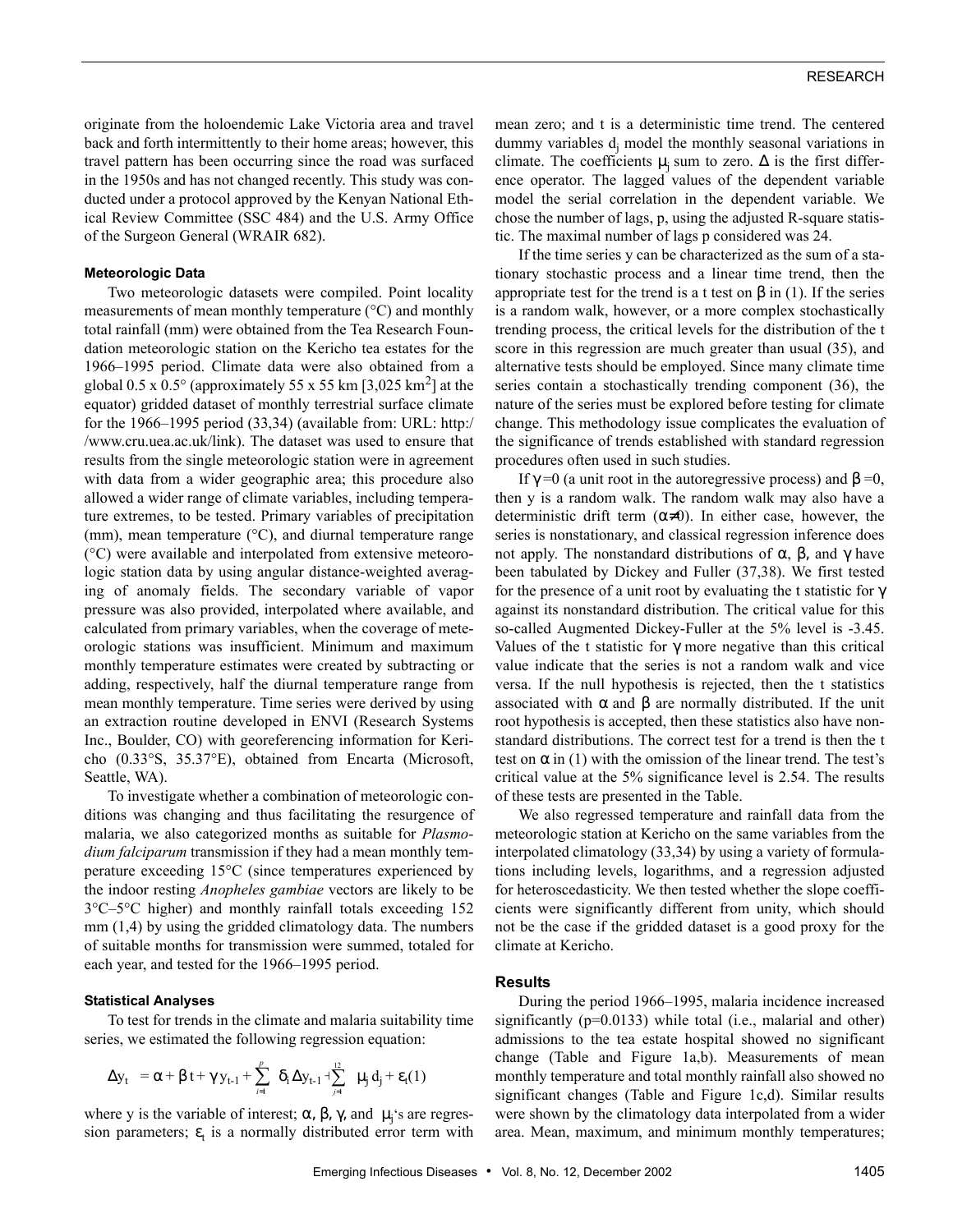originate from the holoendemic Lake Victoria area and travel back and forth intermittently to their home areas; however, this travel pattern has been occurring since the road was surfaced in the 1950s and has not changed recently. This study was conducted under a protocol approved by the Kenyan National Ethical Review Committee (SSC 484) and the U.S. Army Office of the Surgeon General (WRAIR 682).

#### Meteorologic Data

Two meteorologic datasets were compiled. Point locality measurements of mean monthly temperature (°C) and monthly total rainfall (mm) were obtained from the Tea Research Foundation meteorologic station on the Kericho tea estates for the 1966–1995 period. Climate data were also obtained from a global 0.5 x 0.5° (approximately 55 x 55 km [3,025 $km^2$] at the equator) gridded dataset of monthly terrestrial surface climate for the 1966–1995 period (33,34) (available from: URL: http://www.cru.uea.ac.uk/link). The dataset was used to ensure that results from the single meteorologic station were in agreement with data from a wider geographic area; this procedure also allowed a wider range of climate variables, including temperature extremes, to be tested. Primary variables of precipitation (mm), mean temperature (°C), and diurnal temperature range (°C) were available and interpolated from extensive meteorologic station data by using angular distance-weighted averaging of anomaly fields. The secondary variable of vapor pressure was also provided, interpolated where available, and calculated from primary variables, when the coverage of meteorologic stations was insufficient. Minimum and maximum monthly temperature estimates were created by subtracting or adding, respectively, half the diurnal temperature range from mean monthly temperature. Time series were derived by using an extraction routine developed in ENVI (Research Systems Inc., Boulder, CO) with georeferencing information for Kericho (0.33°S, 35.37°E), obtained from Encarta (Microsoft, Seattle, WA).

To investigate whether a combination of meteorologic conditions was changing and thus facilitating the resurgence of malaria, we also categorized months as suitable for *Plasmodium falciparum* transmission if they had a mean monthly temperature exceeding 15°C (since temperatures experienced by the indoor resting *Anopheles gambiae* vectors are likely to be 3°C–5°C higher) and monthly rainfall totals exceeding 152 mm (1,4) by using the gridded climatology data. The numbers of suitable months for transmission were summed, totaled for each year, and tested for the 1966–1995 period.

#### Statistical Analyses

To test for trends in the climate and malaria suitability time series, we estimated the following regression equation:

$$\Delta y_t = \alpha + \beta t + \gamma y_{t-1} + \sum_{i=1}^{p} \delta_i \Delta y_{t-1} + \sum_{j=1}^{12} \mu_j d_j + \varepsilon_t \quad (1)$$

where y is the variable of interest; $\alpha$, $\beta$, $\gamma$, and $\mu_j$'s are regression parameters; $\varepsilon_t$ is a normally distributed error term with mean zero; and t is a deterministic time trend. The centered dummy variables $d_j$ model the monthly seasonal variations in climate. The coefficients $\mu_j$ sum to zero. $\Delta$ is the first difference operator. The lagged values of the dependent variable model the serial correlation in the dependent variable. We chose the number of lags, p, using the adjusted R-square statistic. The maximal number of lags p considered was 24.

If the time series y can be characterized as the sum of a stationary stochastic process and a linear time trend, then the appropriate test for the trend is a t test on $\beta$ in (1). If the series is a random walk, however, or a more complex stochastically trending process, the critical levels for the distribution of the t score in this regression are much greater than usual (35), and alternative tests should be employed. Since many climate time series contain a stochastically trending component (36), the nature of the series must be explored before testing for climate change. This methodology issue complicates the evaluation of the significance of trends established with standard regression procedures often used in such studies.

If $\gamma$=0 (a unit root in the autoregressive process) and $\beta$=0, then y is a random walk. The random walk may also have a deterministic drift term ($\alpha \neq 0$). In either case, however, the series is nonstationary, and classical regression inference does not apply. The nonstandard distributions of $\alpha$, $\beta$, and $\gamma$ have been tabulated by Dickey and Fuller (37,38). We first tested for the presence of a unit root by evaluating the t statistic for $\gamma$ against its nonstandard distribution. The critical value for this so-called Augmented Dickey-Fuller at the 5% level is -3.45. Values of the t statistic for $\gamma$ more negative than this critical value indicate that the series is not a random walk and vice versa. If the null hypothesis is rejected, then the t statistics associated with $\alpha$ and $\beta$ are normally distributed. If the unit root hypothesis is accepted, then these statistics also have nonstandard distributions. The correct test for a trend is then the t test on $\alpha$ in (1) with the omission of the linear trend. The test's critical value at the 5% significance level is 2.54. The results of these tests are presented in the Table.

We also regressed temperature and rainfall data from the meteorologic station at Kericho on the same variables from the interpolated climatology (33,34) by using a variety of formulations including levels, logarithms, and a regression adjusted for heteroscedasticity. We then tested whether the slope coefficients were significantly different from unity, which should not be the case if the gridded dataset is a good proxy for the climate at Kericho.

### Results

During the period 1966–1995, malaria incidence increased significantly (p=0.0133) while total (i.e., malarial and other) admissions to the tea estate hospital showed no significant change (Table and Figure 1a,b). Measurements of mean monthly temperature and total monthly rainfall also showed no significant changes (Table and Figure 1c,d). Similar results were shown by the climatology data interpolated from a wider area. Mean, maximum, and minimum monthly temperatures;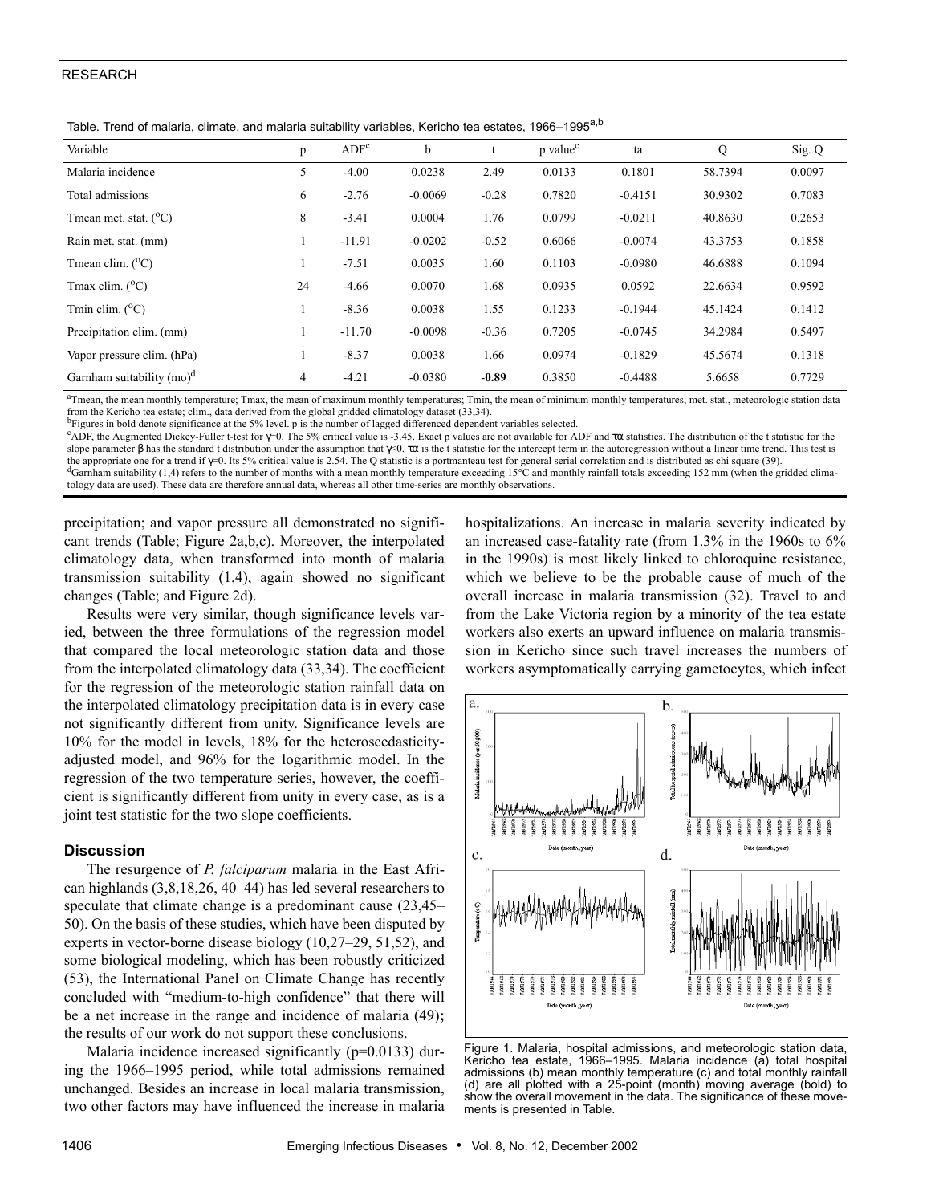Table. Trend of malaria, climate, and malaria suitability variables, Kericho tea estates, 1966–1995[a,b]

| Variable | p | ADF[c] | b | t | p value[c] | ta | Q | Sig. Q |
|---|---|---|---|---|---|---|---|---|
| Malaria incidence | 5 | -4.00 | 0.0238 | 2.49 | 0.0133 | 0.1801 | 58.7394 | 0.0097 |
| Total admissions | 6 | -2.76 | -0.0069 | -0.28 | 0.7820 | -0.4151 | 30.9302 | 0.7083 |
| Tmean met. stat. (°C) | 8 | -3.41 | 0.0004 | 1.76 | 0.0799 | -0.0211 | 40.8630 | 0.2653 |
| Rain met. stat. (mm) | 1 | -11.91 | -0.0202 | -0.52 | 0.6066 | -0.0074 | 43.3753 | 0.1858 |
| Tmean clim. (°C) | 1 | -7.51 | 0.0035 | 1.60 | 0.1103 | -0.0980 | 46.6888 | 0.1094 |
| Tmax clim. (°C) | 24 | -4.66 | 0.0070 | 1.68 | 0.0935 | 0.0592 | 22.6634 | 0.9592 |
| Tmin clim. (°C) | 1 | -8.36 | 0.0038 | 1.55 | 0.1233 | -0.1944 | 45.1424 | 0.1412 |
| Precipitation clim. (mm) | 1 | -11.70 | -0.0098 | -0.36 | 0.7205 | -0.0745 | 34.2984 | 0.5497 |
| Vapor pressure clim. (hPa) | 1 | -8.37 | 0.0038 | 1.66 | 0.0974 | -0.1829 | 45.5674 | 0.1318 |
| Garnham suitability (mo)[d] | 4 | -4.21 | -0.0380 | **-0.89** | 0.3850 | -0.4488 | 5.6658 | 0.7729 |

[a]Tmean, the mean monthly temperature; Tmax, the mean of maximum monthly temperatures; Tmin, the mean of minimum monthly temperatures; met. stat., meteorologic station data from the Kericho tea estate; clim., data derived from the global gridded climatology dataset (33,34).
[b]Figures in bold denote significance at the 5% level. p is the number of lagged differenced dependent variables selected.
[c]ADF, the Augmented Dickey-Fuller t-test for $\gamma$=0. The 5% critical value is -3.45. Exact p values are not available for ADF and $\tau\alpha$ statistics. The distribution of the t statistic for the slope parameter $\beta$ has the standard t distribution under the assumption that $\gamma$<0. $\tau\alpha$ is the t statistic for the intercept term in the autoregression without a linear time trend. This test is the appropriate one for a trend if $\gamma$=0. Its 5% critical value is 2.54. The Q statistic is a portmanteau test for general serial correlation and is distributed as chi square (39).
[d]Garnham suitability (1,4) refers to the number of months with a mean monthly temperature exceeding 15°C and monthly rainfall totals exceeding 152 mm (when the gridded climatology data are used). These data are therefore annual data, whereas all other time-series are monthly observations.

precipitation; and vapor pressure all demonstrated no significant trends (Table; Figure 2a,b,c). Moreover, the interpolated climatology data, when transformed into month of malaria transmission suitability (1,4), again showed no significant changes (Table; and Figure 2d).

Results were very similar, though significance levels varied, between the three formulations of the regression model that compared the local meteorologic station data and those from the interpolated climatology data (33,34). The coefficient for the regression of the meteorologic station rainfall data on the interpolated climatology precipitation data is in every case not significantly different from unity. Significance levels are 10% for the model in levels, 18% for the heteroscedasticity-adjusted model, and 96% for the logarithmic model. In the regression of the two temperature series, however, the coefficient is significantly different from unity in every case, as is a joint test statistic for the two slope coefficients.

## Discussion

The resurgence of *P. falciparum* malaria in the East African highlands (3,8,18,26, 40–44) has led several researchers to speculate that climate change is a predominant cause (23,45–50). On the basis of these studies, which have been disputed by experts in vector-borne disease biology (10,27–29, 51,52), and some biological modeling, which has been robustly criticized (53), the International Panel on Climate Change has recently concluded with "medium-to-high confidence" that there will be a net increase in the range and incidence of malaria (49)**;** the results of our work do not support these conclusions.

Malaria incidence increased significantly (p=0.0133) during the 1966–1995 period, while total admissions remained unchanged. Besides an increase in local malaria transmission, two other factors may have influenced the increase in malaria hospitalizations. An increase in malaria severity indicated by an increased case-fatality rate (from 1.3% in the 1960s to 6% in the 1990s) is most likely linked to chloroquine resistance, which we believe to be the probable cause of much of the overall increase in malaria transmission (32). Travel to and from the Lake Victoria region by a minority of the tea estate workers also exerts an upward influence on malaria transmission in Kericho since such travel increases the numbers of workers asymptomatically carrying gametocytes, which infect

Figure 1. Malaria, hospital admissions, and meteorologic station data, Kericho tea estate, 1966–1995. Malaria incidence (a) total hospital admissions (b) mean monthly temperature (c) and total monthly rainfall (d) are all plotted with a 25-point (month) moving average (bold) to show the overall movement in the data. The significance of these movements is presented in Table.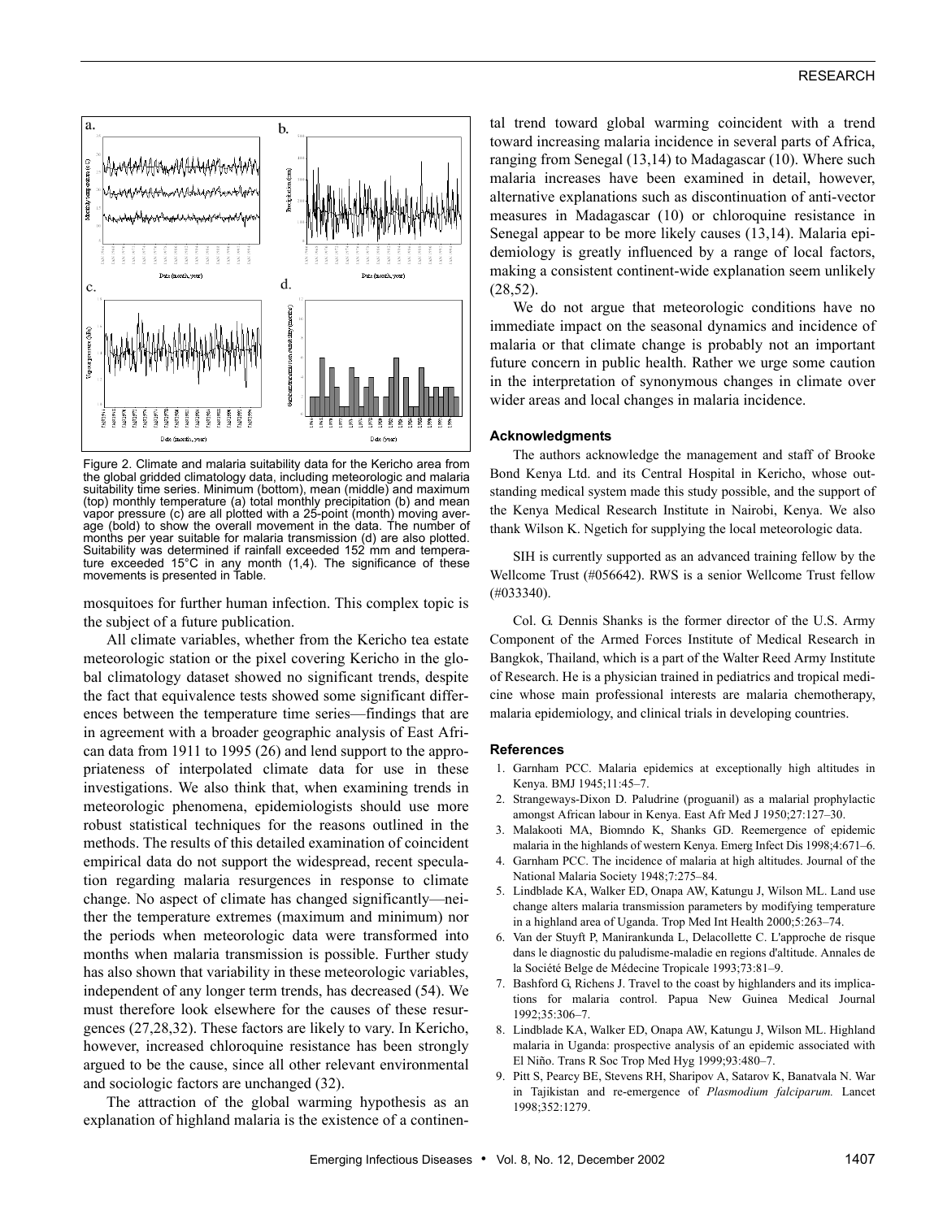Figure 2. Climate and malaria suitability data for the Kericho area from the global gridded climatology data, including meteorologic and malaria suitability time series. Minimum (bottom), mean (middle) and maximum (top) monthly temperature (a) total monthly precipitation (b) and mean vapor pressure (c) are all plotted with a 25-point (month) moving average (bold) to show the overall movement in the data. The number of months per year suitable for malaria transmission (d) are also plotted. Suitability was determined if rainfall exceeded 152 mm and temperature exceeded 15°C in any month (1,4). The significance of these movements is presented in Table.

mosquitoes for further human infection. This complex topic is the subject of a future publication.

All climate variables, whether from the Kericho tea estate meteorologic station or the pixel covering Kericho in the global climatology dataset showed no significant trends, despite the fact that equivalence tests showed some significant differences between the temperature time series—findings that are in agreement with a broader geographic analysis of East African data from 1911 to 1995 (26) and lend support to the appropriateness of interpolated climate data for use in these investigations. We also think that, when examining trends in meteorologic phenomena, epidemiologists should use more robust statistical techniques for the reasons outlined in the methods. The results of this detailed examination of coincident empirical data do not support the widespread, recent speculation regarding malaria resurgences in response to climate change. No aspect of climate has changed significantly—neither the temperature extremes (maximum and minimum) nor the periods when meteorologic data were transformed into months when malaria transmission is possible. Further study has also shown that variability in these meteorologic variables, independent of any longer term trends, has decreased (54). We must therefore look elsewhere for the causes of these resurgences (27,28,32). These factors are likely to vary. In Kericho, however, increased chloroquine resistance has been strongly argued to be the cause, since all other relevant environmental and sociologic factors are unchanged (32).

The attraction of the global warming hypothesis as an explanation of highland malaria is the existence of a continental trend toward global warming coincident with a trend toward increasing malaria incidence in several parts of Africa, ranging from Senegal (13,14) to Madagascar (10). Where such malaria increases have been examined in detail, however, alternative explanations such as discontinuation of anti-vector measures in Madagascar (10) or chloroquine resistance in Senegal appear to be more likely causes (13,14). Malaria epidemiology is greatly influenced by a range of local factors, making a consistent continent-wide explanation seem unlikely (28,52).

We do not argue that meteorologic conditions have no immediate impact on the seasonal dynamics and incidence of malaria or that climate change is probably not an important future concern in public health. Rather we urge some caution in the interpretation of synonymous changes in climate over wider areas and local changes in malaria incidence.

### Acknowledgments

The authors acknowledge the management and staff of Brooke Bond Kenya Ltd. and its Central Hospital in Kericho, whose outstanding medical system made this study possible, and the support of the Kenya Medical Research Institute in Nairobi, Kenya. We also thank Wilson K. Ngetich for supplying the local meteorologic data.

SIH is currently supported as an advanced training fellow by the Wellcome Trust (#056642). RWS is a senior Wellcome Trust fellow (#033340).

Col. G. Dennis Shanks is the former director of the U.S. Army Component of the Armed Forces Institute of Medical Research in Bangkok, Thailand, which is a part of the Walter Reed Army Institute of Research. He is a physician trained in pediatrics and tropical medicine whose main professional interests are malaria chemotherapy, malaria epidemiology, and clinical trials in developing countries.

### References

1. Garnham PCC. Malaria epidemics at exceptionally high altitudes in Kenya. BMJ 1945;11:45–7.
2. Strangeways-Dixon D. Paludrine (proguanil) as a malarial prophylactic amongst African labour in Kenya. East Afr Med J 1950;27:127–30.
3. Malakooti MA, Biomndo K, Shanks GD. Reemergence of epidemic malaria in the highlands of western Kenya. Emerg Infect Dis 1998;4:671–6.
4. Garnham PCC. The incidence of malaria at high altitudes. Journal of the National Malaria Society 1948;7:275–84.
5. Lindblade KA, Walker ED, Onapa AW, Katungu J, Wilson ML. Land use change alters malaria transmission parameters by modifying temperature in a highland area of Uganda. Trop Med Int Health 2000;5:263–74.
6. Van der Stuyft P, Manirankunda L, Delacollette C. L'approche de risque dans le diagnostic du paludisme-maladie en regions d'altitude. Annales de la Société Belge de Médecine Tropicale 1993;73:81–9.
7. Bashford G, Richens J. Travel to the coast by highlanders and its implications for malaria control. Papua New Guinea Medical Journal 1992;35:306–7.
8. Lindblade KA, Walker ED, Onapa AW, Katungu J, Wilson ML. Highland malaria in Uganda: prospective analysis of an epidemic associated with El Niño. Trans R Soc Trop Med Hyg 1999;93:480–7.
9. Pitt S, Pearcy BE, Stevens RH, Sharipov A, Satarov K, Banatvala N. War in Tajikistan and re-emergence of *Plasmodium falciparum.* Lancet 1998;352:1279.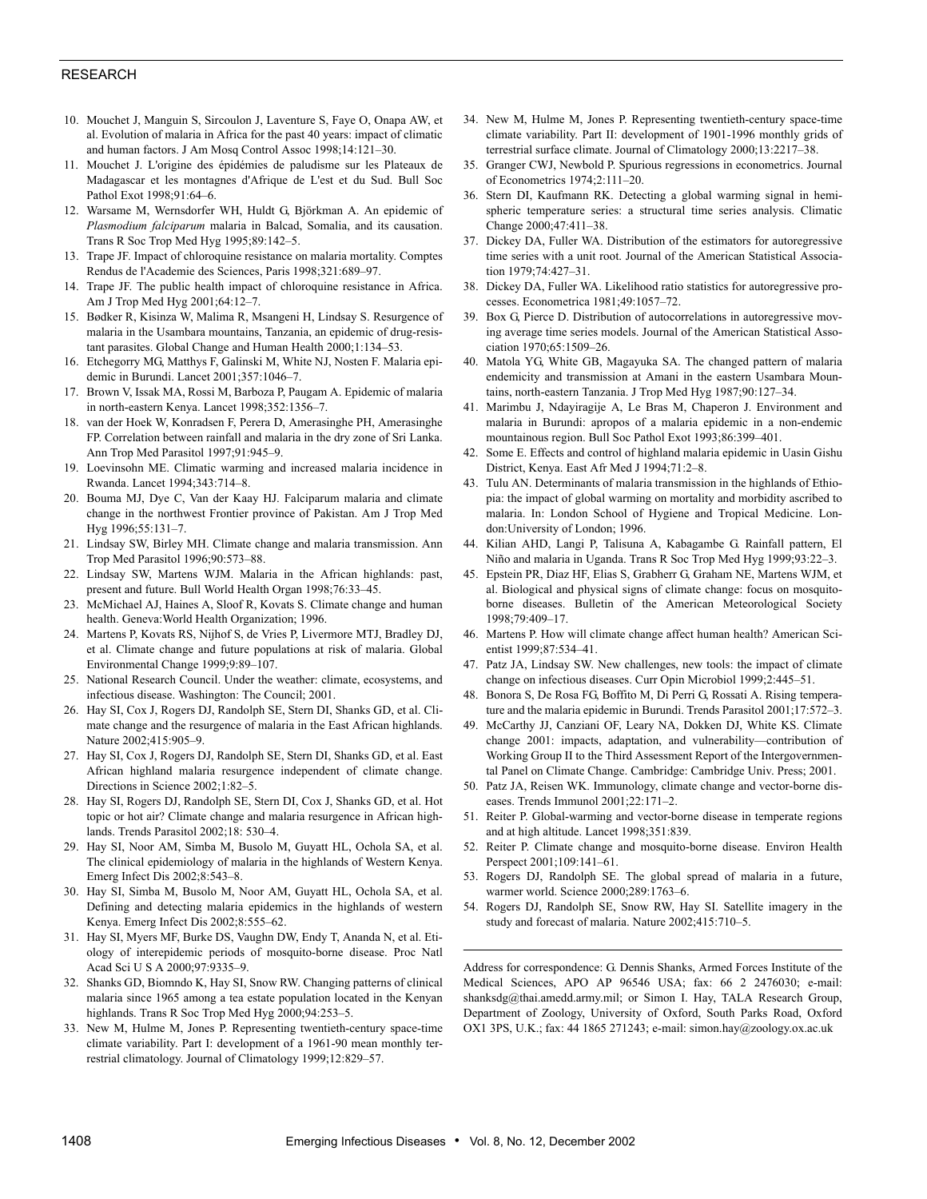10. Mouchet J, Manguin S, Sircoulon J, Laventure S, Faye O, Onapa AW, et al. Evolution of malaria in Africa for the past 40 years: impact of climatic and human factors. J Am Mosq Control Assoc 1998;14:121–30.
11. Mouchet J. L'origine des épidémies de paludisme sur les Plateaux de Madagascar et les montagnes d'Afrique de L'est et du Sud. Bull Soc Pathol Exot 1998;91:64–6.
12. Warsame M, Wernsdorfer WH, Huldt G, Björkman A. An epidemic of *Plasmodium falciparum* malaria in Balcad, Somalia, and its causation. Trans R Soc Trop Med Hyg 1995;89:142–5.
13. Trape JF. Impact of chloroquine resistance on malaria mortality. Comptes Rendus de l'Academie des Sciences, Paris 1998;321:689–97.
14. Trape JF. The public health impact of chloroquine resistance in Africa. Am J Trop Med Hyg 2001;64:12–7.
15. Bødker R, Kisinza W, Malima R, Msangeni H, Lindsay S. Resurgence of malaria in the Usambara mountains, Tanzania, an epidemic of drug-resistant parasites. Global Change and Human Health 2000;1:134–53.
16. Etchegorry MG, Matthys F, Galinski M, White NJ, Nosten F. Malaria epidemic in Burundi. Lancet 2001;357:1046–7.
17. Brown V, Issak MA, Rossi M, Barboza P, Paugam A. Epidemic of malaria in north-eastern Kenya. Lancet 1998;352:1356–7.
18. van der Hoek W, Konradsen F, Perera D, Amerasinghe PH, Amerasinghe FP. Correlation between rainfall and malaria in the dry zone of Sri Lanka. Ann Trop Med Parasitol 1997;91:945–9.
19. Loevinsohn ME. Climatic warming and increased malaria incidence in Rwanda. Lancet 1994;343:714–8.
20. Bouma MJ, Dye C, Van der Kaay HJ. Falciparum malaria and climate change in the northwest Frontier province of Pakistan. Am J Trop Med Hyg 1996;55:131–7.
21. Lindsay SW, Birley MH. Climate change and malaria transmission. Ann Trop Med Parasitol 1996;90:573–88.
22. Lindsay SW, Martens WJM. Malaria in the African highlands: past, present and future. Bull World Health Organ 1998;76:33–45.
23. McMichael AJ, Haines A, Sloof R, Kovats S. Climate change and human health. Geneva:World Health Organization; 1996.
24. Martens P, Kovats RS, Nijhof S, de Vries P, Livermore MTJ, Bradley DJ, et al. Climate change and future populations at risk of malaria. Global Environmental Change 1999;9:89–107.
25. National Research Council. Under the weather: climate, ecosystems, and infectious disease. Washington: The Council; 2001.
26. Hay SI, Cox J, Rogers DJ, Randolph SE, Stern DI, Shanks GD, et al. Climate change and the resurgence of malaria in the East African highlands. Nature 2002;415:905–9.
27. Hay SI, Cox J, Rogers DJ, Randolph SE, Stern DI, Shanks GD, et al. East African highland malaria resurgence independent of climate change. Directions in Science 2002;1:82–5.
28. Hay SI, Rogers DJ, Randolph SE, Stern DI, Cox J, Shanks GD, et al. Hot topic or hot air? Climate change and malaria resurgence in African highlands. Trends Parasitol 2002;18: 530–4.
29. Hay SI, Noor AM, Simba M, Busolo M, Guyatt HL, Ochola SA, et al. The clinical epidemiology of malaria in the highlands of Western Kenya. Emerg Infect Dis 2002;8:543–8.
30. Hay SI, Simba M, Busolo M, Noor AM, Guyatt HL, Ochola SA, et al. Defining and detecting malaria epidemics in the highlands of western Kenya. Emerg Infect Dis 2002;8:555–62.
31. Hay SI, Myers MF, Burke DS, Vaughn DW, Endy T, Ananda N, et al. Etiology of interepidemic periods of mosquito-borne disease. Proc Natl Acad Sci U S A 2000;97:9335–9.
32. Shanks GD, Biomndo K, Hay SI, Snow RW. Changing patterns of clinical malaria since 1965 among a tea estate population located in the Kenyan highlands. Trans R Soc Trop Med Hyg 2000;94:253–5.
33. New M, Hulme M, Jones P. Representing twentieth-century space-time climate variability. Part I: development of a 1961-90 mean monthly terrestrial climatology. Journal of Climatology 1999;12:829–57.
34. New M, Hulme M, Jones P. Representing twentieth-century space-time climate variability. Part II: development of 1901-1996 monthly grids of terrestrial surface climate. Journal of Climatology 2000;13:2217–38.
35. Granger CWJ, Newbold P. Spurious regressions in econometrics. Journal of Econometrics 1974;2:111–20.
36. Stern DI, Kaufmann RK. Detecting a global warming signal in hemispheric temperature series: a structural time series analysis. Climatic Change 2000;47:411–38.
37. Dickey DA, Fuller WA. Distribution of the estimators for autoregressive time series with a unit root. Journal of the American Statistical Association 1979;74:427–31.
38. Dickey DA, Fuller WA. Likelihood ratio statistics for autoregressive processes. Econometrica 1981;49:1057–72.
39. Box G, Pierce D. Distribution of autocorrelations in autoregressive moving average time series models. Journal of the American Statistical Association 1970;65:1509–26.
40. Matola YG, White GB, Magayuka SA. The changed pattern of malaria endemicity and transmission at Amani in the eastern Usambara Mountains, north-eastern Tanzania. J Trop Med Hyg 1987;90:127–34.
41. Marimbu J, Ndayiragije A, Le Bras M, Chaperon J. Environment and malaria in Burundi: apropos of a malaria epidemic in a non-endemic mountainous region. Bull Soc Pathol Exot 1993;86:399–401.
42. Some E. Effects and control of highland malaria epidemic in Uasin Gishu District, Kenya. East Afr Med J 1994;71:2–8.
43. Tulu AN. Determinants of malaria transmission in the highlands of Ethiopia: the impact of global warming on mortality and morbidity ascribed to malaria. In: London School of Hygiene and Tropical Medicine. London:University of London; 1996.
44. Kilian AHD, Langi P, Talisuna A, Kabagambe G. Rainfall pattern, El Niño and malaria in Uganda. Trans R Soc Trop Med Hyg 1999;93:22–3.
45. Epstein PR, Diaz HF, Elias S, Grabherr G, Graham NE, Martens WJM, et al. Biological and physical signs of climate change: focus on mosquito-borne diseases. Bulletin of the American Meteorological Society 1998;79:409–17.
46. Martens P. How will climate change affect human health? American Scientist 1999;87:534–41.
47. Patz JA, Lindsay SW. New challenges, new tools: the impact of climate change on infectious diseases. Curr Opin Microbiol 1999;2:445–51.
48. Bonora S, De Rosa FG, Boffito M, Di Perri G, Rossati A. Rising temperature and the malaria epidemic in Burundi. Trends Parasitol 2001;17:572–3.
49. McCarthy JJ, Canziani OF, Leary NA, Dokken DJ, White KS. Climate change 2001: impacts, adaptation, and vulnerability—contribution of Working Group II to the Third Assessment Report of the Intergovernmental Panel on Climate Change. Cambridge: Cambridge Univ. Press; 2001.
50. Patz JA, Reisen WK. Immunology, climate change and vector-borne diseases. Trends Immunol 2001;22:171–2.
51. Reiter P. Global-warming and vector-borne disease in temperate regions and at high altitude. Lancet 1998;351:839.
52. Reiter P. Climate change and mosquito-borne disease. Environ Health Perspect 2001;109:141–61.
53. Rogers DJ, Randolph SE. The global spread of malaria in a future, warmer world. Science 2000;289:1763–6.
54. Rogers DJ, Randolph SE, Snow RW, Hay SI. Satellite imagery in the study and forecast of malaria. Nature 2002;415:710–5.

Address for correspondence: G. Dennis Shanks, Armed Forces Institute of the Medical Sciences, APO AP 96546 USA; fax: 66 2 2476030; e-mail: shanksdg@thai.amedd.army.mil; or Simon I. Hay, TALA Research Group, Department of Zoology, University of Oxford, South Parks Road, Oxford OX1 3PS, U.K.; fax: 44 1865 271243; e-mail: simon.hay@zoology.ox.ac.uk